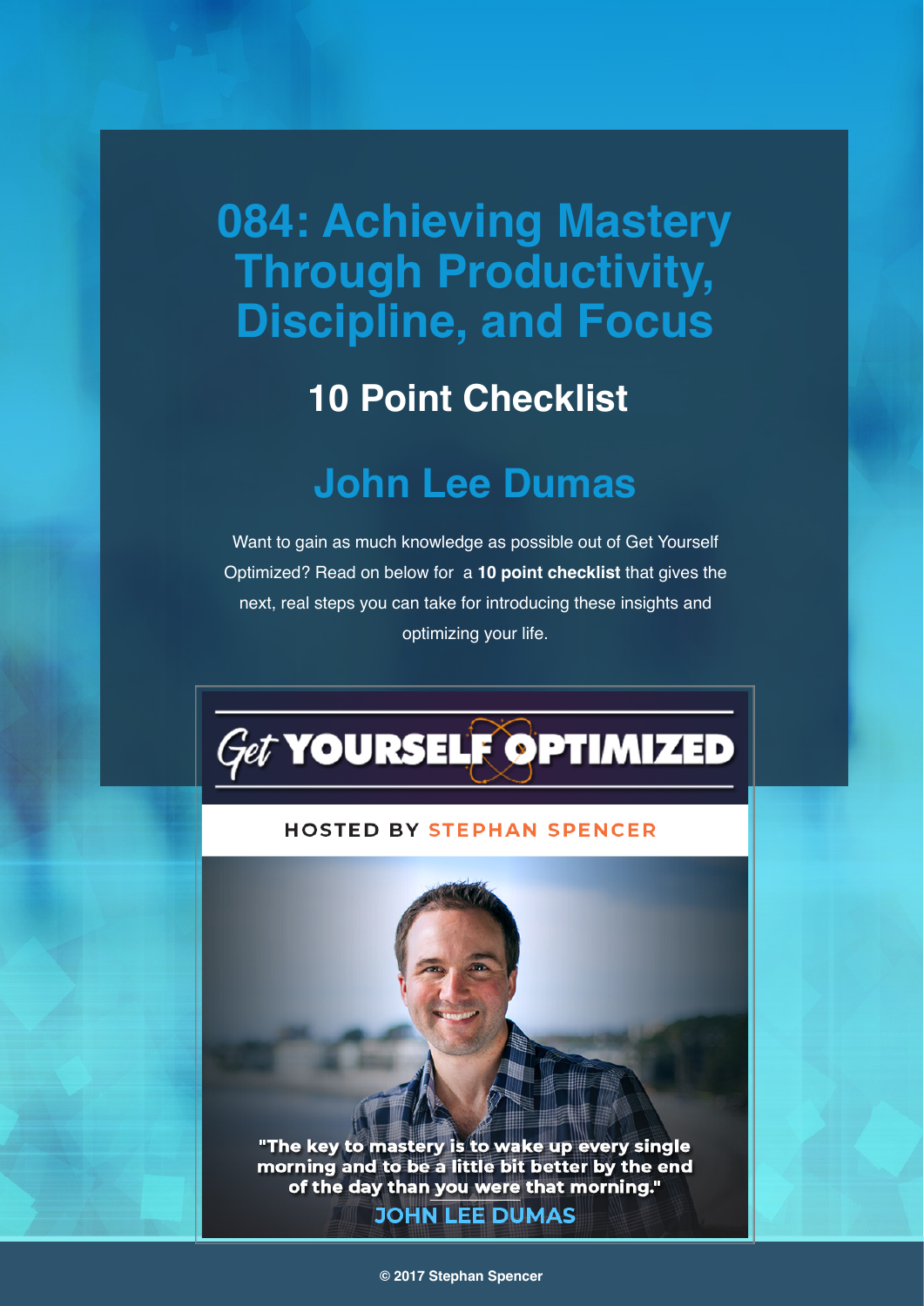# 084: Achieving Mastery Through Productivity, Discipline, and Focus

## 10 Point Checklist

## John Lee Dumas

Want to gain as much knowledge as possible out of Get Yourself Optimized? Read on below for a **10 point checklist** that gives the next, real steps you can take for introducing these insights and optimizing your life.

Get YOURSELF OPTIMIZED

HOSTED BY STEPHAN SPENCER

"The key to mastery is to wake up every single morning and to be a little bit better by the end of the day than you were that morning."

JOHN LEE DUMAS

© 2017 Stephan Spencer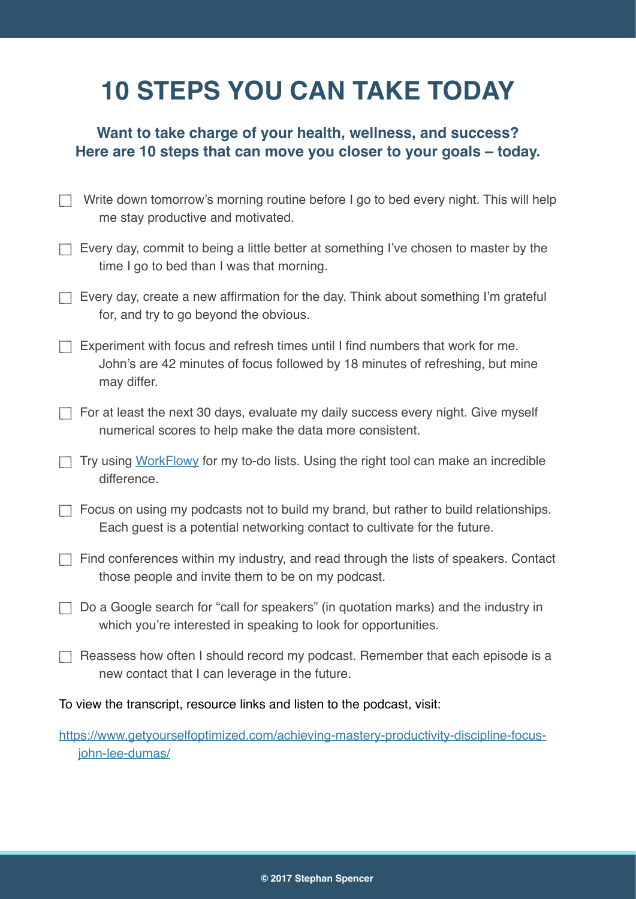# 10 STEPS YOU CAN TAKE TODAY

**Want to take charge of your health, wellness, and success?**
**Here are 10 steps that can move you closer to your goals – today.**

- [ ] Write down tomorrow's morning routine before I go to bed every night. This will help me stay productive and motivated.
- [ ] Every day, commit to being a little better at something I've chosen to master by the time I go to bed than I was that morning.
- [ ] Every day, create a new affirmation for the day. Think about something I'm grateful for, and try to go beyond the obvious.
- [ ] Experiment with focus and refresh times until I find numbers that work for me. John's are 42 minutes of focus followed by 18 minutes of refreshing, but mine may differ.
- [ ] For at least the next 30 days, evaluate my daily success every night. Give myself numerical scores to help make the data more consistent.
- [ ] Try using [WorkFlowy](WorkFlowy) for my to-do lists. Using the right tool can make an incredible difference.
- [ ] Focus on using my podcasts not to build my brand, but rather to build relationships. Each guest is a potential networking contact to cultivate for the future.
- [ ] Find conferences within my industry, and read through the lists of speakers. Contact those people and invite them to be on my podcast.
- [ ] Do a Google search for "call for speakers" (in quotation marks) and the industry in which you're interested in speaking to look for opportunities.
- [ ] Reassess how often I should record my podcast. Remember that each episode is a new contact that I can leverage in the future.

To view the transcript, resource links and listen to the podcast, visit:

[https://www.getyourselfoptimized.com/achieving-mastery-productivity-discipline-focus-john-lee-dumas/](https://www.getyourselfoptimized.com/achieving-mastery-productivity-discipline-focus-john-lee-dumas/)

**© 2017 Stephan Spencer**